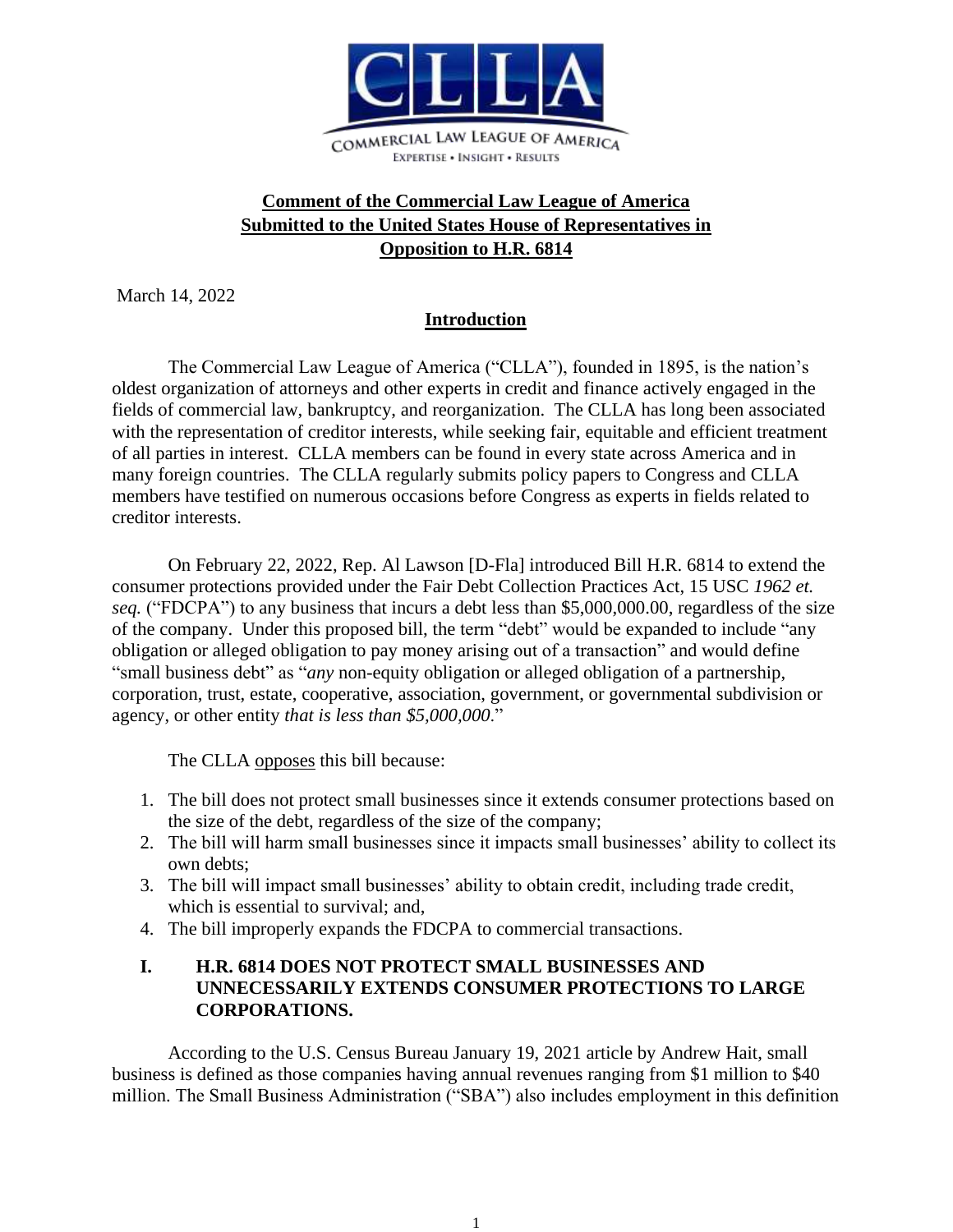**Comment of the Commercial Law League of America Submitted to the United States House of Representatives in Opposition to H.R. 6814**

March 14, 2022

## Introduction

The Commercial Law League of America ("CLLA"), founded in 1895, is the nation's oldest organization of attorneys and other experts in credit and finance actively engaged in the fields of commercial law, bankruptcy, and reorganization. The CLLA has long been associated with the representation of creditor interests, while seeking fair, equitable and efficient treatment of all parties in interest. CLLA members can be found in every state across America and in many foreign countries. The CLLA regularly submits policy papers to Congress and CLLA members have testified on numerous occasions before Congress as experts in fields related to creditor interests.

On February 22, 2022, Rep. Al Lawson [D-Fla] introduced Bill H.R. 6814 to extend the consumer protections provided under the Fair Debt Collection Practices Act, 15 USC *1962 et. seq.* ("FDCPA") to any business that incurs a debt less than $5,000,000.00, regardless of the size of the company. Under this proposed bill, the term "debt" would be expanded to include "any obligation or alleged obligation to pay money arising out of a transaction" and would define "small business debt" as "*any* non-equity obligation or alleged obligation of a partnership, corporation, trust, estate, cooperative, association, government, or governmental subdivision or agency, or other entity *that is less than $5,000,000*."

The CLLA opposes this bill because:

1. The bill does not protect small businesses since it extends consumer protections based on the size of the debt, regardless of the size of the company;
2. The bill will harm small businesses since it impacts small businesses' ability to collect its own debts;
3. The bill will impact small businesses' ability to obtain credit, including trade credit, which is essential to survival; and,
4. The bill improperly expands the FDCPA to commercial transactions.

### I. H.R. 6814 DOES NOT PROTECT SMALL BUSINESSES AND UNNECESSARILY EXTENDS CONSUMER PROTECTIONS TO LARGE CORPORATIONS.

According to the U.S. Census Bureau January 19, 2021 article by Andrew Hait, small business is defined as those companies having annual revenues ranging from $1 million to $40 million. The Small Business Administration ("SBA") also includes employment in this definition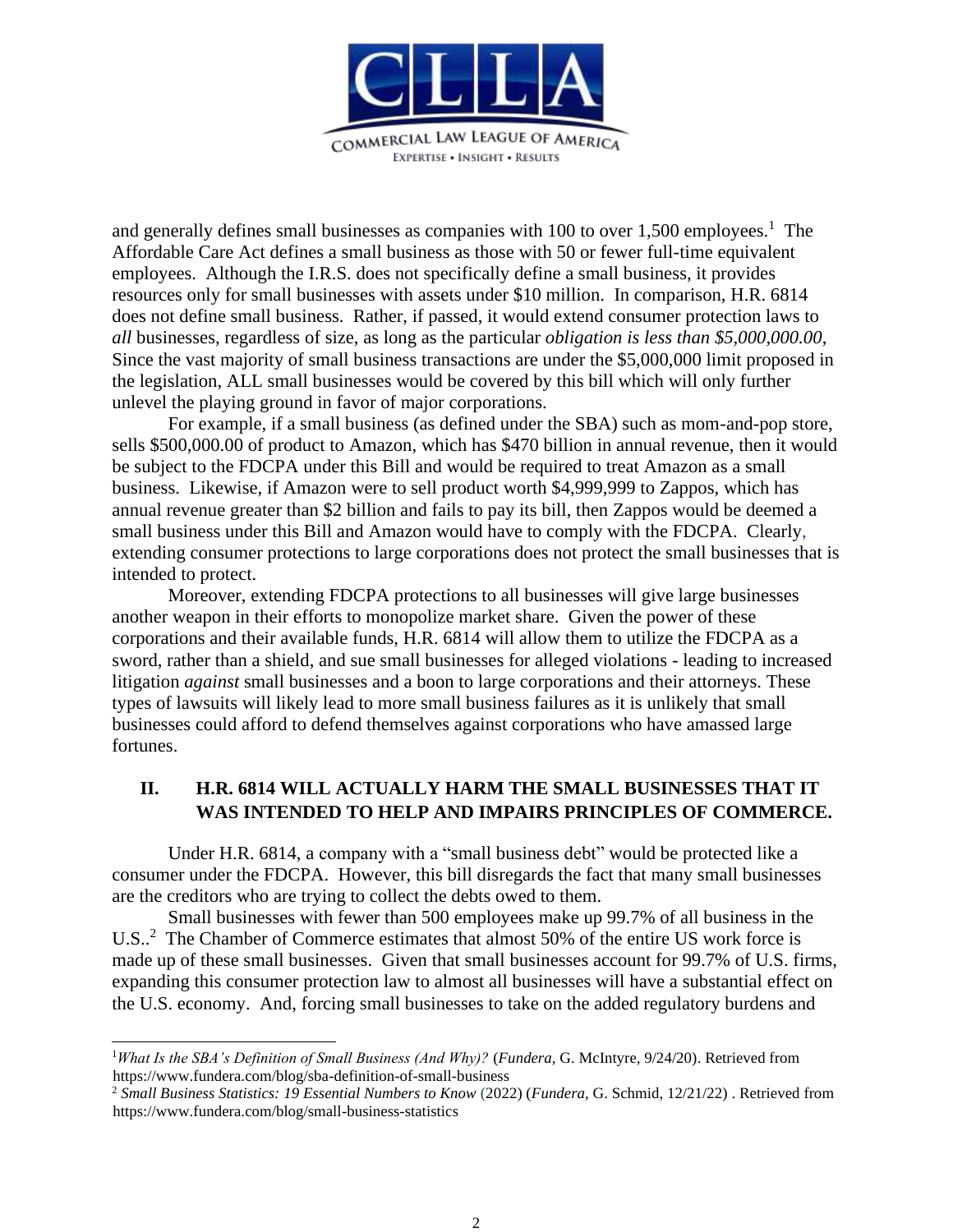and generally defines small businesses as companies with 100 to over 1,500 employees.[1] The Affordable Care Act defines a small business as those with 50 or fewer full-time equivalent employees. Although the I.R.S. does not specifically define a small business, it provides resources only for small businesses with assets under $10 million. In comparison, H.R. 6814 does not define small business. Rather, if passed, it would extend consumer protection laws to *all* businesses, regardless of size, as long as the particular *obligation is less than $5,000,000.00*, Since the vast majority of small business transactions are under the $5,000,000 limit proposed in the legislation, ALL small businesses would be covered by this bill which will only further unlevel the playing ground in favor of major corporations.

For example, if a small business (as defined under the SBA) such as mom-and-pop store, sells $500,000.00 of product to Amazon, which has $470 billion in annual revenue, then it would be subject to the FDCPA under this Bill and would be required to treat Amazon as a small business. Likewise, if Amazon were to sell product worth $4,999,999 to Zappos, which has annual revenue greater than $2 billion and fails to pay its bill, then Zappos would be deemed a small business under this Bill and Amazon would have to comply with the FDCPA. Clearly, extending consumer protections to large corporations does not protect the small businesses that is intended to protect.

Moreover, extending FDCPA protections to all businesses will give large businesses another weapon in their efforts to monopolize market share. Given the power of these corporations and their available funds, H.R. 6814 will allow them to utilize the FDCPA as a sword, rather than a shield, and sue small businesses for alleged violations - leading to increased litigation *against* small businesses and a boon to large corporations and their attorneys. These types of lawsuits will likely lead to more small business failures as it is unlikely that small businesses could afford to defend themselves against corporations who have amassed large fortunes.

## II. H.R. 6814 WILL ACTUALLY HARM THE SMALL BUSINESSES THAT IT WAS INTENDED TO HELP AND IMPAIRS PRINCIPLES OF COMMERCE.

Under H.R. 6814, a company with a "small business debt" would be protected like a consumer under the FDCPA. However, this bill disregards the fact that many small businesses are the creditors who are trying to collect the debts owed to them.

Small businesses with fewer than 500 employees make up 99.7% of all business in the U.S..[2] The Chamber of Commerce estimates that almost 50% of the entire US work force is made up of these small businesses. Given that small businesses account for 99.7% of U.S. firms, expanding this consumer protection law to almost all businesses will have a substantial effect on the U.S. economy. And, forcing small businesses to take on the added regulatory burdens and

---

[1] *What Is the SBA's Definition of Small Business (And Why)?* (*Fundera*, G. McIntyre, 9/24/20). Retrieved from https://www.fundera.com/blog/sba-definition-of-small-business

[2] *Small Business Statistics: 19 Essential Numbers to Know* (2022) (*Fundera*, G. Schmid, 12/21/22) . Retrieved from https://www.fundera.com/blog/small-business-statistics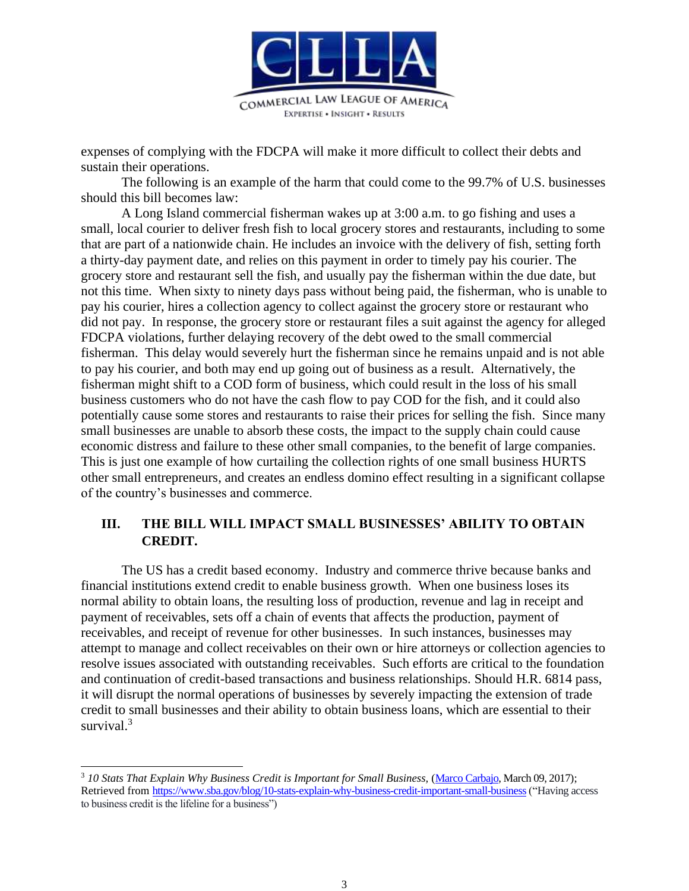expenses of complying with the FDCPA will make it more difficult to collect their debts and sustain their operations.

The following is an example of the harm that could come to the 99.7% of U.S. businesses should this bill becomes law:

A Long Island commercial fisherman wakes up at 3:00 a.m. to go fishing and uses a small, local courier to deliver fresh fish to local grocery stores and restaurants, including to some that are part of a nationwide chain. He includes an invoice with the delivery of fish, setting forth a thirty-day payment date, and relies on this payment in order to timely pay his courier. The grocery store and restaurant sell the fish, and usually pay the fisherman within the due date, but not this time. When sixty to ninety days pass without being paid, the fisherman, who is unable to pay his courier, hires a collection agency to collect against the grocery store or restaurant who did not pay. In response, the grocery store or restaurant files a suit against the agency for alleged FDCPA violations, further delaying recovery of the debt owed to the small commercial fisherman. This delay would severely hurt the fisherman since he remains unpaid and is not able to pay his courier, and both may end up going out of business as a result. Alternatively, the fisherman might shift to a COD form of business, which could result in the loss of his small business customers who do not have the cash flow to pay COD for the fish, and it could also potentially cause some stores and restaurants to raise their prices for selling the fish. Since many small businesses are unable to absorb these costs, the impact to the supply chain could cause economic distress and failure to these other small companies, to the benefit of large companies. This is just one example of how curtailing the collection rights of one small business HURTS other small entrepreneurs, and creates an endless domino effect resulting in a significant collapse of the country's businesses and commerce.

## III. THE BILL WILL IMPACT SMALL BUSINESSES' ABILITY TO OBTAIN CREDIT.

The US has a credit based economy. Industry and commerce thrive because banks and financial institutions extend credit to enable business growth. When one business loses its normal ability to obtain loans, the resulting loss of production, revenue and lag in receipt and payment of receivables, sets off a chain of events that affects the production, payment of receivables, and receipt of revenue for other businesses. In such instances, businesses may attempt to manage and collect receivables on their own or hire attorneys or collection agencies to resolve issues associated with outstanding receivables. Such efforts are critical to the foundation and continuation of credit-based transactions and business relationships. Should H.R. 6814 pass, it will disrupt the normal operations of businesses by severely impacting the extension of trade credit to small businesses and their ability to obtain business loans, which are essential to their survival.[3]

---

[3] *10 Stats That Explain Why Business Credit is Important for Small Business*, (Marco Carbajo, March 09, 2017); Retrieved from https://www.sba.gov/blog/10-stats-explain-why-business-credit-important-small-business ("Having access to business credit is the lifeline for a business")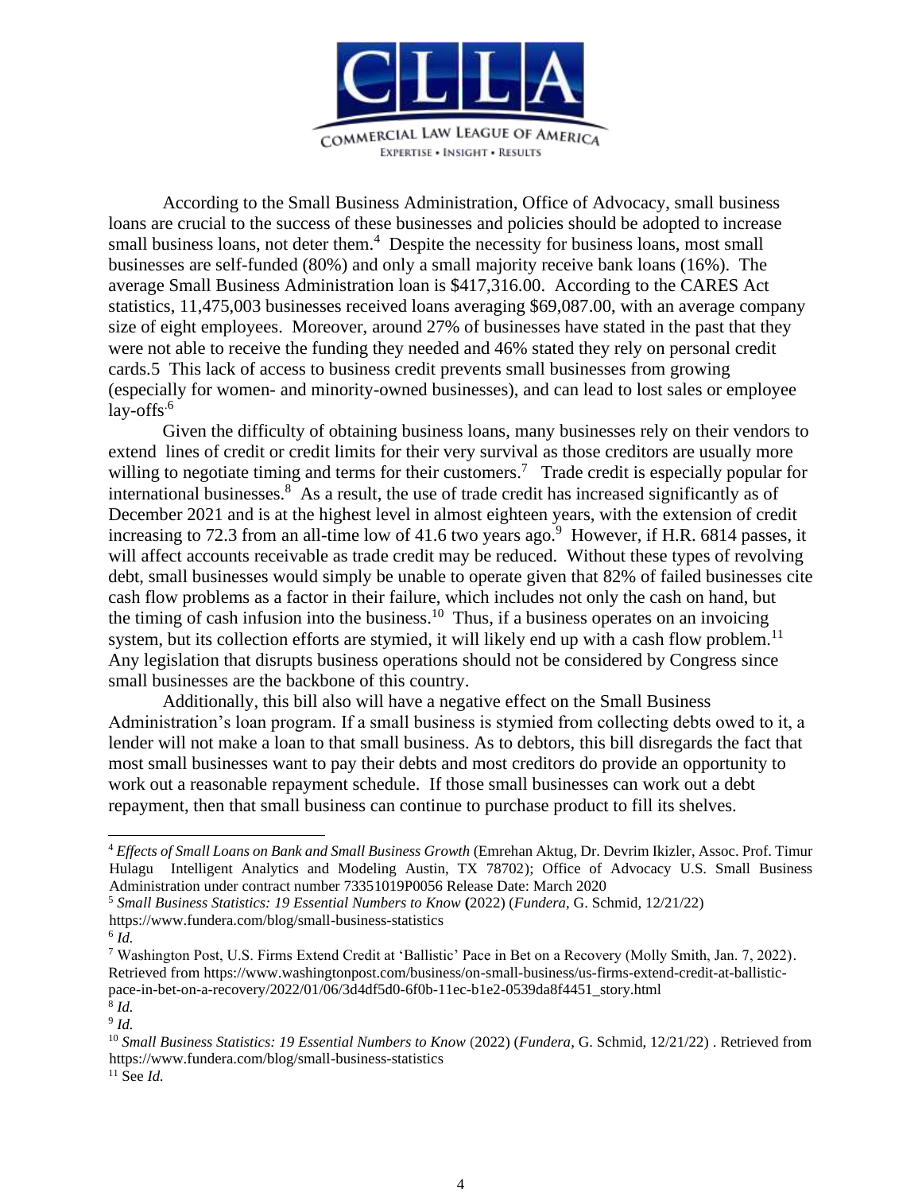According to the Small Business Administration, Office of Advocacy, small business loans are crucial to the success of these businesses and policies should be adopted to increase small business loans, not deter them.[4] Despite the necessity for business loans, most small businesses are self-funded (80%) and only a small majority receive bank loans (16%). The average Small Business Administration loan is $417,316.00. According to the CARES Act statistics, 11,475,003 businesses received loans averaging $69,087.00, with an average company size of eight employees. Moreover, around 27% of businesses have stated in the past that they were not able to receive the funding they needed and 46% stated they rely on personal credit cards.5 This lack of access to business credit prevents small businesses from growing (especially for women- and minority-owned businesses), and can lead to lost sales or employee lay-offs.[6]

Given the difficulty of obtaining business loans, many businesses rely on their vendors to extend lines of credit or credit limits for their very survival as those creditors are usually more willing to negotiate timing and terms for their customers.[7] Trade credit is especially popular for international businesses.[8] As a result, the use of trade credit has increased significantly as of December 2021 and is at the highest level in almost eighteen years, with the extension of credit increasing to 72.3 from an all-time low of 41.6 two years ago.[9] However, if H.R. 6814 passes, it will affect accounts receivable as trade credit may be reduced. Without these types of revolving debt, small businesses would simply be unable to operate given that 82% of failed businesses cite cash flow problems as a factor in their failure, which includes not only the cash on hand, but the timing of cash infusion into the business.[10] Thus, if a business operates on an invoicing system, but its collection efforts are stymied, it will likely end up with a cash flow problem.[11] Any legislation that disrupts business operations should not be considered by Congress since small businesses are the backbone of this country.

Additionally, this bill also will have a negative effect on the Small Business Administration's loan program. If a small business is stymied from collecting debts owed to it, a lender will not make a loan to that small business. As to debtors, this bill disregards the fact that most small businesses want to pay their debts and most creditors do provide an opportunity to work out a reasonable repayment schedule. If those small businesses can work out a debt repayment, then that small business can continue to purchase product to fill its shelves.

---

[4] *Effects of Small Loans on Bank and Small Business Growth* (Emrehan Aktug, Dr. Devrim Ikizler, Assoc. Prof. Timur Hulagu Intelligent Analytics and Modeling Austin, TX 78702); Office of Advocacy U.S. Small Business Administration under contract number 73351019P0056 Release Date: March 2020

[5] *Small Business Statistics: 19 Essential Numbers to Know* **(**2022) (*Fundera*, G. Schmid, 12/21/22) https://www.fundera.com/blog/small-business-statistics

[6] *Id.*

[7] Washington Post, U.S. Firms Extend Credit at 'Ballistic' Pace in Bet on a Recovery (Molly Smith, Jan. 7, 2022). Retrieved from https://www.washingtonpost.com/business/on-small-business/us-firms-extend-credit-at-ballistic-pace-in-bet-on-a-recovery/2022/01/06/3d4df5d0-6f0b-11ec-b1e2-0539da8f4451_story.html

[8] *Id.*

[9] *Id.*

[10] *Small Business Statistics: 19 Essential Numbers to Know* (2022) (*Fundera*, G. Schmid, 12/21/22) . Retrieved from https://www.fundera.com/blog/small-business-statistics

[11] See *Id.*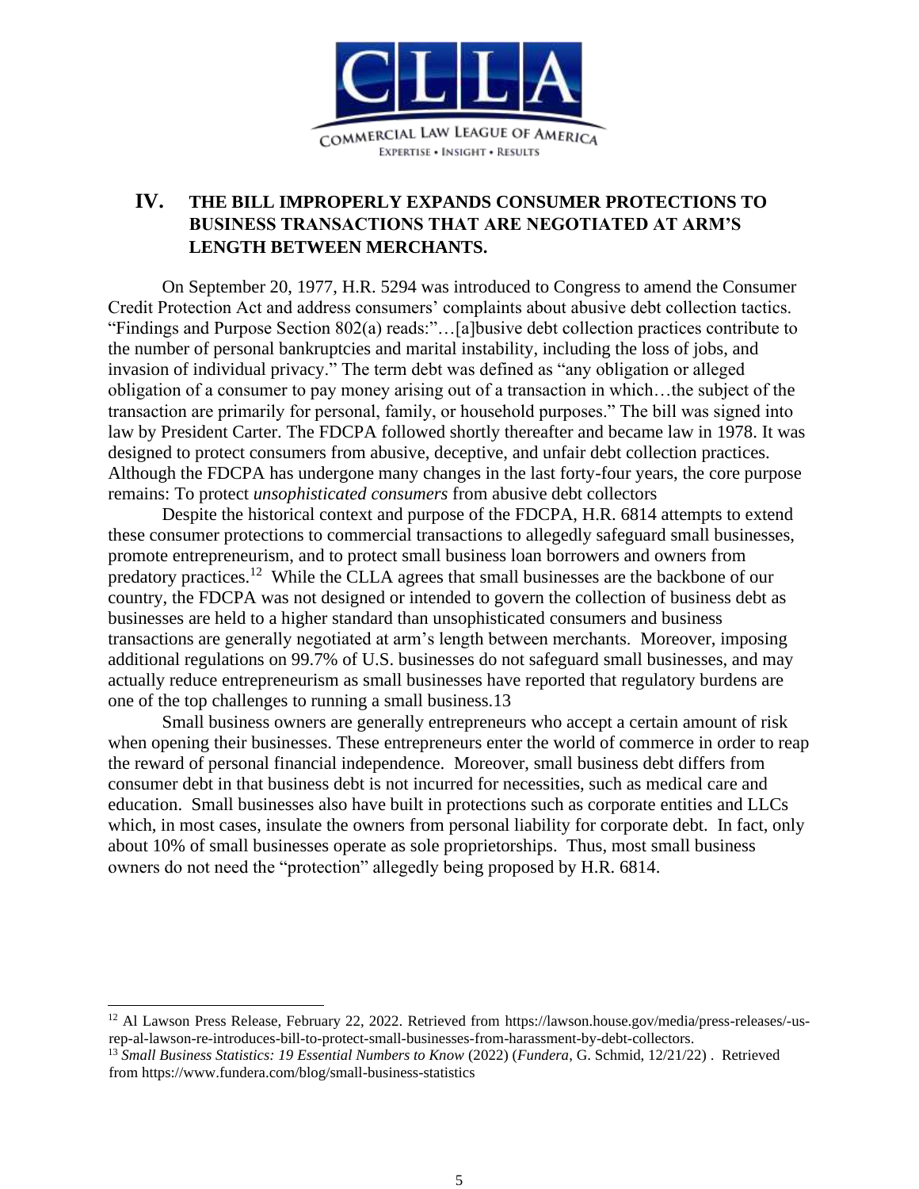## IV. THE BILL IMPROPERLY EXPANDS CONSUMER PROTECTIONS TO BUSINESS TRANSACTIONS THAT ARE NEGOTIATED AT ARM'S LENGTH BETWEEN MERCHANTS.

On September 20, 1977, H.R. 5294 was introduced to Congress to amend the Consumer Credit Protection Act and address consumers' complaints about abusive debt collection tactics. "Findings and Purpose Section 802(a) reads:"…[a]busive debt collection practices contribute to the number of personal bankruptcies and marital instability, including the loss of jobs, and invasion of individual privacy." The term debt was defined as "any obligation or alleged obligation of a consumer to pay money arising out of a transaction in which…the subject of the transaction are primarily for personal, family, or household purposes." The bill was signed into law by President Carter. The FDCPA followed shortly thereafter and became law in 1978. It was designed to protect consumers from abusive, deceptive, and unfair debt collection practices. Although the FDCPA has undergone many changes in the last forty-four years, the core purpose remains: To protect *unsophisticated consumers* from abusive debt collectors

Despite the historical context and purpose of the FDCPA, H.R. 6814 attempts to extend these consumer protections to commercial transactions to allegedly safeguard small businesses, promote entrepreneurism, and to protect small business loan borrowers and owners from predatory practices.[12] While the CLLA agrees that small businesses are the backbone of our country, the FDCPA was not designed or intended to govern the collection of business debt as businesses are held to a higher standard than unsophisticated consumers and business transactions are generally negotiated at arm's length between merchants. Moreover, imposing additional regulations on 99.7% of U.S. businesses do not safeguard small businesses, and may actually reduce entrepreneurism as small businesses have reported that regulatory burdens are one of the top challenges to running a small business.13

Small business owners are generally entrepreneurs who accept a certain amount of risk when opening their businesses. These entrepreneurs enter the world of commerce in order to reap the reward of personal financial independence. Moreover, small business debt differs from consumer debt in that business debt is not incurred for necessities, such as medical care and education. Small businesses also have built in protections such as corporate entities and LLCs which, in most cases, insulate the owners from personal liability for corporate debt. In fact, only about 10% of small businesses operate as sole proprietorships. Thus, most small business owners do not need the "protection" allegedly being proposed by H.R. 6814.

---

[12] Al Lawson Press Release, February 22, 2022. Retrieved from https://lawson.house.gov/media/press-releases/-us-rep-al-lawson-re-introduces-bill-to-protect-small-businesses-from-harassment-by-debt-collectors.

[13] *Small Business Statistics: 19 Essential Numbers to Know* (2022) (*Fundera*, G. Schmid, 12/21/22) . Retrieved from https://www.fundera.com/blog/small-business-statistics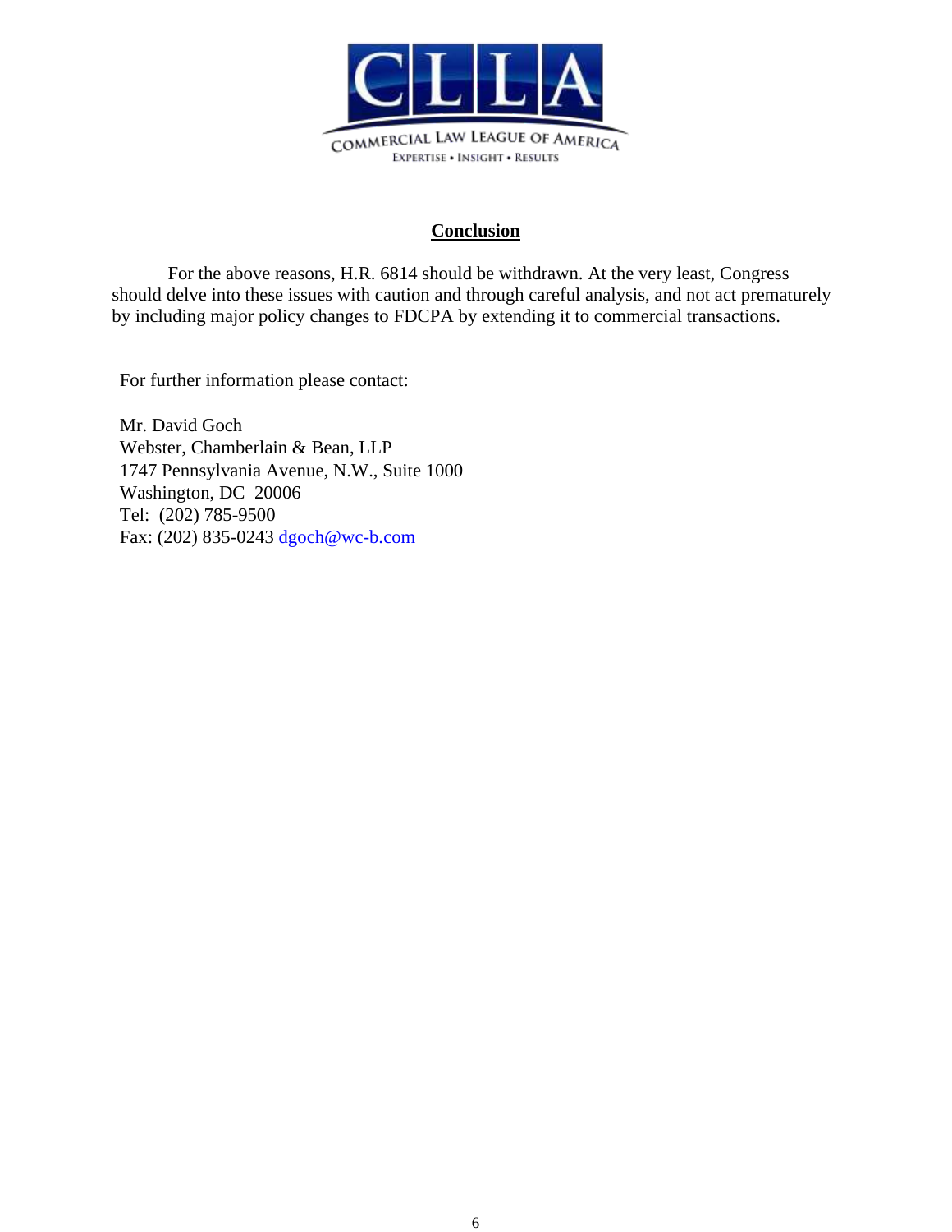## Conclusion

For the above reasons, H.R. 6814 should be withdrawn. At the very least, Congress should delve into these issues with caution and through careful analysis, and not act prematurely by including major policy changes to FDCPA by extending it to commercial transactions.

For further information please contact:

Mr. David Goch
Webster, Chamberlain & Bean, LLP
1747 Pennsylvania Avenue, N.W., Suite 1000
Washington, DC 20006
Tel: (202) 785-9500
Fax: (202) 835-0243 dgoch@wc-b.com